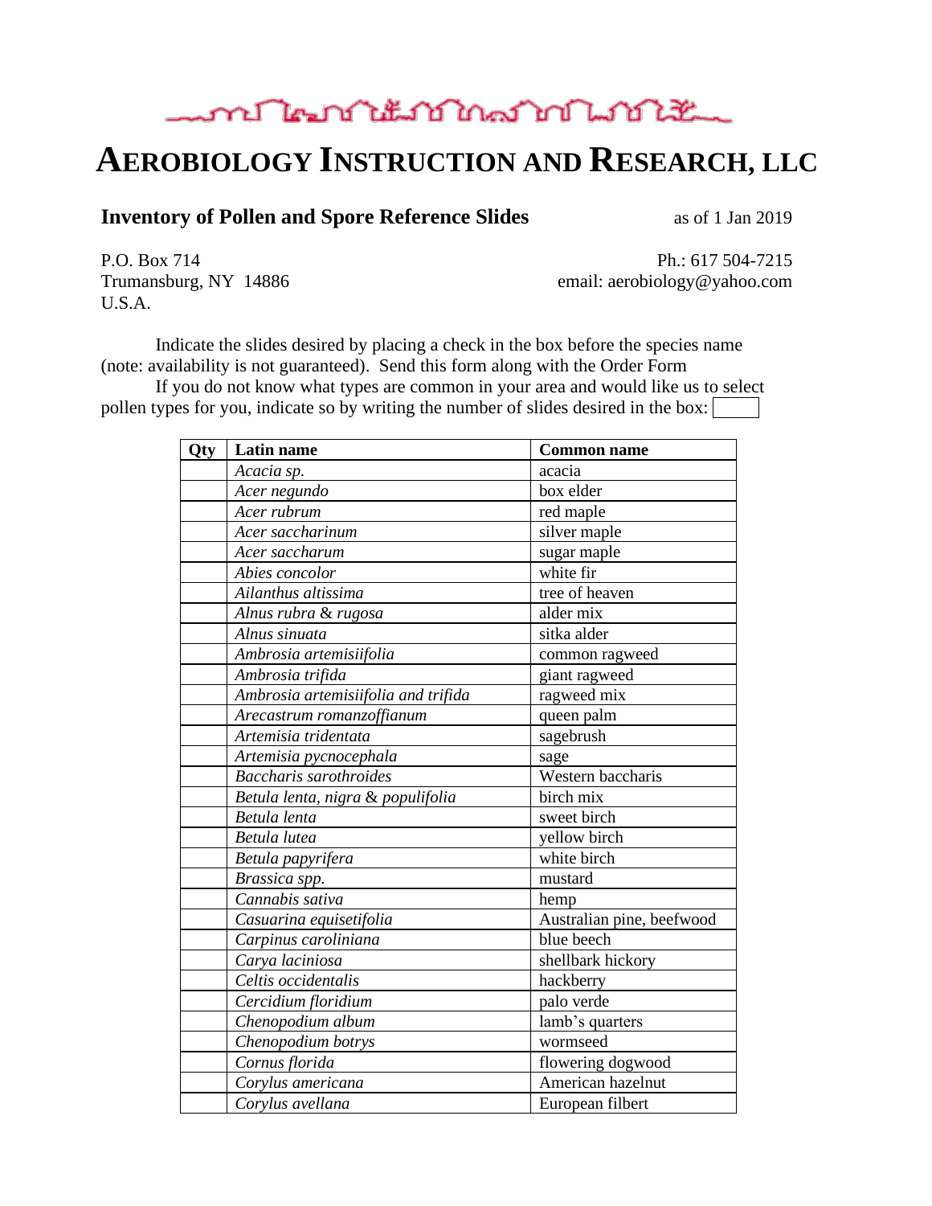# AEROBIOLOGY INSTRUCTION AND RESEARCH, LLC

**Inventory of Pollen and Spore Reference Slides** as of 1 Jan 2019

P.O. Box 714
Trumansburg, NY 14886
U.S.A.

Ph.: 617 504-7215
email: aerobiology@yahoo.com

Indicate the slides desired by placing a check in the box before the species name (note: availability is not guaranteed). Send this form along with the Order Form

If you do not know what types are common in your area and would like us to select pollen types for you, indicate so by writing the number of slides desired in the box: ☐

| Qty | Latin name | Common name |
|---|---|---|
| | *Acacia sp.* | acacia |
| | *Acer negundo* | box elder |
| | *Acer rubrum* | red maple |
| | *Acer saccharinum* | silver maple |
| | *Acer saccharum* | sugar maple |
| | *Abies concolor* | white fir |
| | *Ailanthus altissima* | tree of heaven |
| | *Alnus rubra* & *rugosa* | alder mix |
| | *Alnus sinuata* | sitka alder |
| | *Ambrosia artemisiifolia* | common ragweed |
| | *Ambrosia trifida* | giant ragweed |
| | *Ambrosia artemisiifolia and trifida* | ragweed mix |
| | *Arecastrum romanzoffianum* | queen palm |
| | *Artemisia tridentata* | sagebrush |
| | *Artemisia pycnocephala* | sage |
| | *Baccharis sarothroides* | Western baccharis |
| | *Betula lenta, nigra* & *populifolia* | birch mix |
| | *Betula lenta* | sweet birch |
| | *Betula lutea* | yellow birch |
| | *Betula papyrifera* | white birch |
| | *Brassica spp.* | mustard |
| | *Cannabis sativa* | hemp |
| | *Casuarina equisetifolia* | Australian pine, beefwood |
| | *Carpinus caroliniana* | blue beech |
| | *Carya laciniosa* | shellbark hickory |
| | *Celtis occidentalis* | hackberry |
| | *Cercidium floridium* | palo verde |
| | *Chenopodium album* | lamb's quarters |
| | *Chenopodium botrys* | wormseed |
| | *Cornus florida* | flowering dogwood |
| | *Corylus americana* | American hazelnut |
| | *Corylus avellana* | European filbert |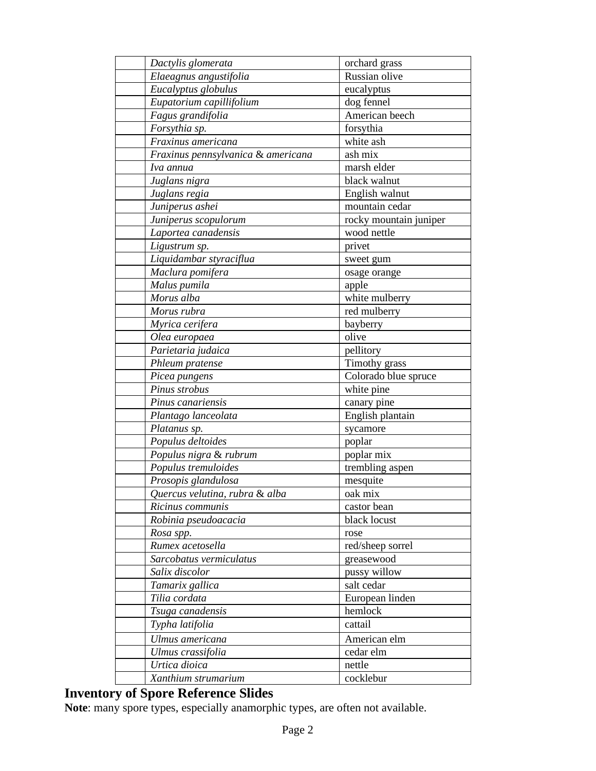|  |  |  |
|---|---|---|
|  | *Dactylis glomerata* | orchard grass |
|  | *Elaeagnus angustifolia* | Russian olive |
|  | *Eucalyptus globulus* | eucalyptus |
|  | *Eupatorium capillifolium* | dog fennel |
|  | *Fagus grandifolia* | American beech |
|  | *Forsythia sp.* | forsythia |
|  | *Fraxinus americana* | white ash |
|  | *Fraxinus pennsylvanica* & *americana* | ash mix |
|  | *Iva annua* | marsh elder |
|  | *Juglans nigra* | black walnut |
|  | *Juglans regia* | English walnut |
|  | *Juniperus ashei* | mountain cedar |
|  | *Juniperus scopulorum* | rocky mountain juniper |
|  | *Laportea canadensis* | wood nettle |
|  | *Ligustrum sp.* | privet |
|  | *Liquidambar styraciflua* | sweet gum |
|  | *Maclura pomifera* | osage orange |
|  | *Malus pumila* | apple |
|  | *Morus alba* | white mulberry |
|  | *Morus rubra* | red mulberry |
|  | *Myrica cerifera* | bayberry |
|  | *Olea europaea* | olive |
|  | *Parietaria judaica* | pellitory |
|  | *Phleum pratense* | Timothy grass |
|  | *Picea pungens* | Colorado blue spruce |
|  | *Pinus strobus* | white pine |
|  | *Pinus canariensis* | canary pine |
|  | *Plantago lanceolata* | English plantain |
|  | *Platanus sp.* | sycamore |
|  | *Populus deltoides* | poplar |
|  | *Populus nigra* & *rubrum* | poplar mix |
|  | *Populus tremuloides* | trembling aspen |
|  | *Prosopis glandulosa* | mesquite |
|  | *Quercus velutina, rubra* & *alba* | oak mix |
|  | *Ricinus communis* | castor bean |
|  | *Robinia pseudoacacia* | black locust |
|  | *Rosa spp.* | rose |
|  | *Rumex acetosella* | red/sheep sorrel |
|  | *Sarcobatus vermiculatus* | greasewood |
|  | *Salix discolor* | pussy willow |
|  | *Tamarix gallica* | salt cedar |
|  | *Tilia cordata* | European linden |
|  | *Tsuga canadensis* | hemlock |
|  | *Typha latifolia* | cattail |
|  | *Ulmus americana* | American elm |
|  | *Ulmus crassifolia* | cedar elm |
|  | *Urtica dioica* | nettle |
|  | *Xanthium strumarium* | cocklebur |

## Inventory of Spore Reference Slides

**Note**: many spore types, especially anamorphic types, are often not available.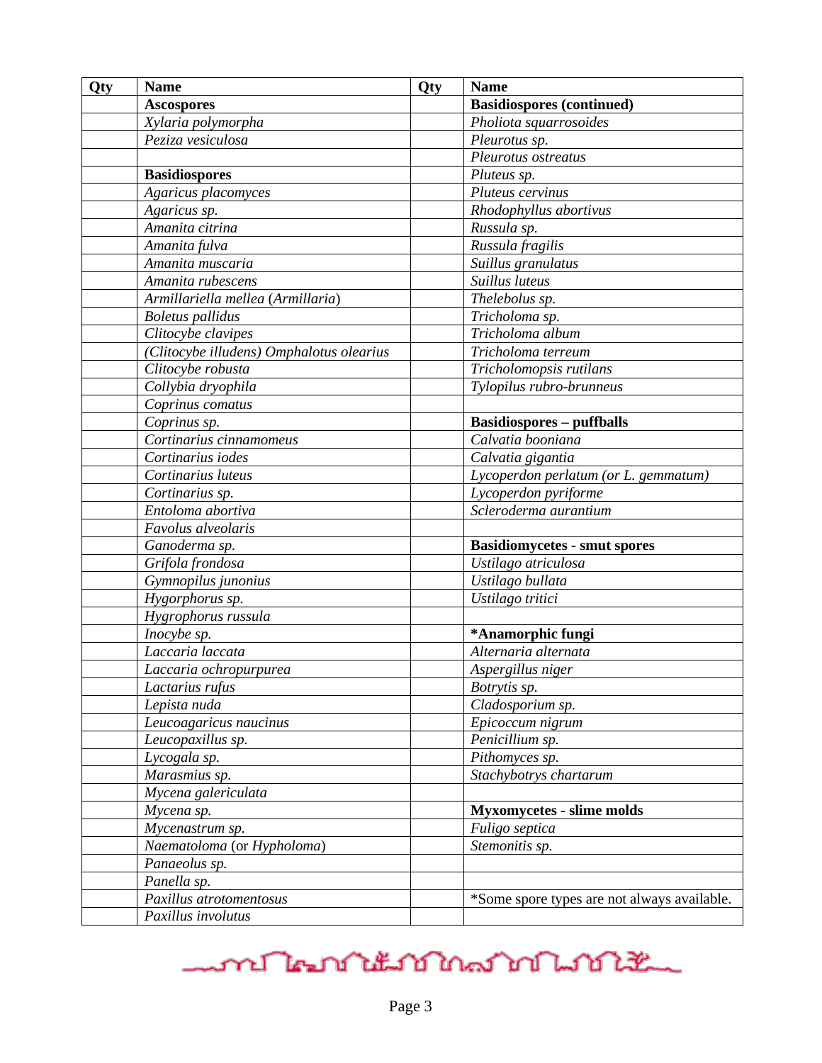| Qty | Name | Qty | Name |
|---|---|---|---|
| | **Ascospores** | | **Basidiospores (continued)** |
| | *Xylaria polymorpha* | | *Pholiota squarrosoides* |
| | *Peziza vesiculosa* | | *Pleurotus sp.* |
| | | | *Pleurotus ostreatus* |
| | **Basidiospores** | | *Pluteus sp.* |
| | *Agaricus placomyces* | | *Pluteus cervinus* |
| | *Agaricus sp.* | | *Rhodophyllus abortivus* |
| | *Amanita citrina* | | *Russula sp.* |
| | *Amanita fulva* | | *Russula fragilis* |
| | *Amanita muscaria* | | *Suillus granulatus* |
| | *Amanita rubescens* | | *Suillus luteus* |
| | *Armillariella mellea* (*Armillaria*) | | *Thelebolus sp.* |
| | *Boletus pallidus* | | *Tricholoma sp.* |
| | *Clitocybe clavipes* | | *Tricholoma album* |
| | *(Clitocybe illudens) Omphalotus olearius* | | *Tricholoma terreum* |
| | *Clitocybe robusta* | | *Tricholomopsis rutilans* |
| | *Collybia dryophila* | | *Tylopilus rubro-brunneus* |
| | *Coprinus comatus* | | |
| | *Coprinus sp.* | | **Basidiospores – puffballs** |
| | *Cortinarius cinnamomeus* | | *Calvatia booniana* |
| | *Cortinarius iodes* | | *Calvatia gigantia* |
| | *Cortinarius luteus* | | *Lycoperdon perlatum (or L. gemmatum)* |
| | *Cortinarius sp.* | | *Lycoperdon pyriforme* |
| | *Entoloma abortiva* | | *Scleroderma aurantium* |
| | *Favolus alveolaris* | | |
| | *Ganoderma sp.* | | **Basidiomycetes - smut spores** |
| | *Grifola frondosa* | | *Ustilago atriculosa* |
| | *Gymnopilus junonius* | | *Ustilago bullata* |
| | *Hygorphorus sp.* | | *Ustilago tritici* |
| | *Hygrophorus russula* | | |
| | *Inocybe sp.* | | **\*Anamorphic fungi** |
| | *Laccaria laccata* | | *Alternaria alternata* |
| | *Laccaria ochropurpurea* | | *Aspergillus niger* |
| | *Lactarius rufus* | | *Botrytis sp.* |
| | *Lepista nuda* | | *Cladosporium sp.* |
| | *Leucoagaricus naucinus* | | *Epicoccum nigrum* |
| | *Leucopaxillus sp.* | | *Penicillium sp.* |
| | *Lycogala sp.* | | *Pithomyces sp.* |
| | *Marasmius sp.* | | *Stachybotrys chartarum* |
| | *Mycena galericulata* | | |
| | *Mycena sp.* | | **Myxomycetes - slime molds** |
| | *Mycenastrum sp.* | | *Fuligo septica* |
| | *Naematoloma* (or *Hypholoma*) | | *Stemonitis sp.* |
| | *Panaeolus sp.* | | |
| | *Panella sp.* | | |
| | *Paxillus atrotomentosus* | | *Some spore types are not always available. |
| | *Paxillus involutus* | | |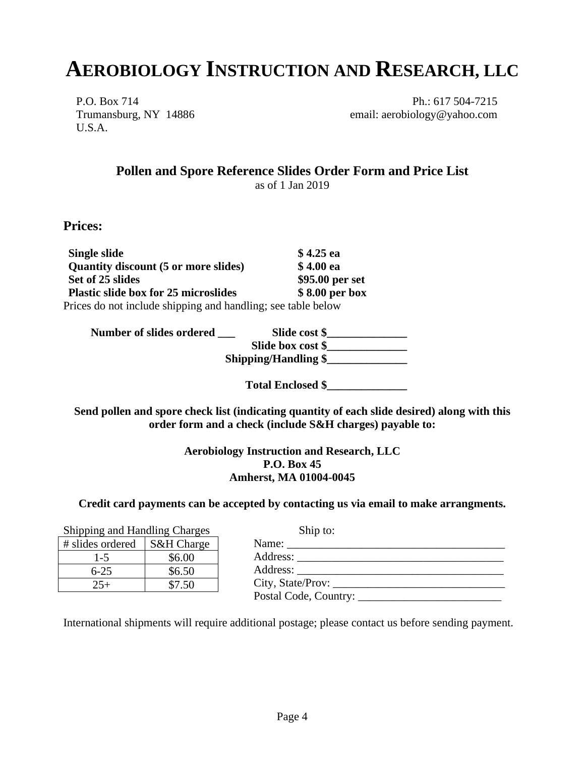# AEROBIOLOGY INSTRUCTION AND RESEARCH, LLC

P.O. Box 714
Trumansburg, NY 14886
U.S.A.

Ph.: 617 504-7215
email: aerobiology@yahoo.com

## Pollen and Spore Reference Slides Order Form and Price List

as of 1 Jan 2019

### Prices:

| | |
|---|---|
| **Single slide** | **$ 4.25 ea** |
| **Quantity discount (5 or more slides)** | **$ 4.00 ea** |
| **Set of 25 slides** | **$95.00 per set** |
| **Plastic slide box for 25 microslides** | **$ 8.00 per box** |

Prices do not include shipping and handling; see table below

**Number of slides ordered ___** **Slide cost $______________**

**Slide box cost $______________**

**Shipping/Handling $______________**

**Total Enclosed $______________**

**Send pollen and spore check list (indicating quantity of each slide desired) along with this order form and a check (include S&H charges) payable to:**

**Aerobiology Instruction and Research, LLC**
**P.O. Box 45**
**Amherst, MA 01004-0045**

**Credit card payments can be accepted by contacting us via email to make arrangments.**

Shipping and Handling Charges

| # slides ordered | S&H Charge |
|---|---|
| 1-5 | $6.00 |
| 6-25 | $6.50 |
| 25+ | $7.50 |

Ship to:

Name: ______________________________________
Address: ____________________________________
Address: ____________________________________
City, State/Prov: ______________________________
Postal Code, Country: _________________________

International shipments will require additional postage; please contact us before sending payment.